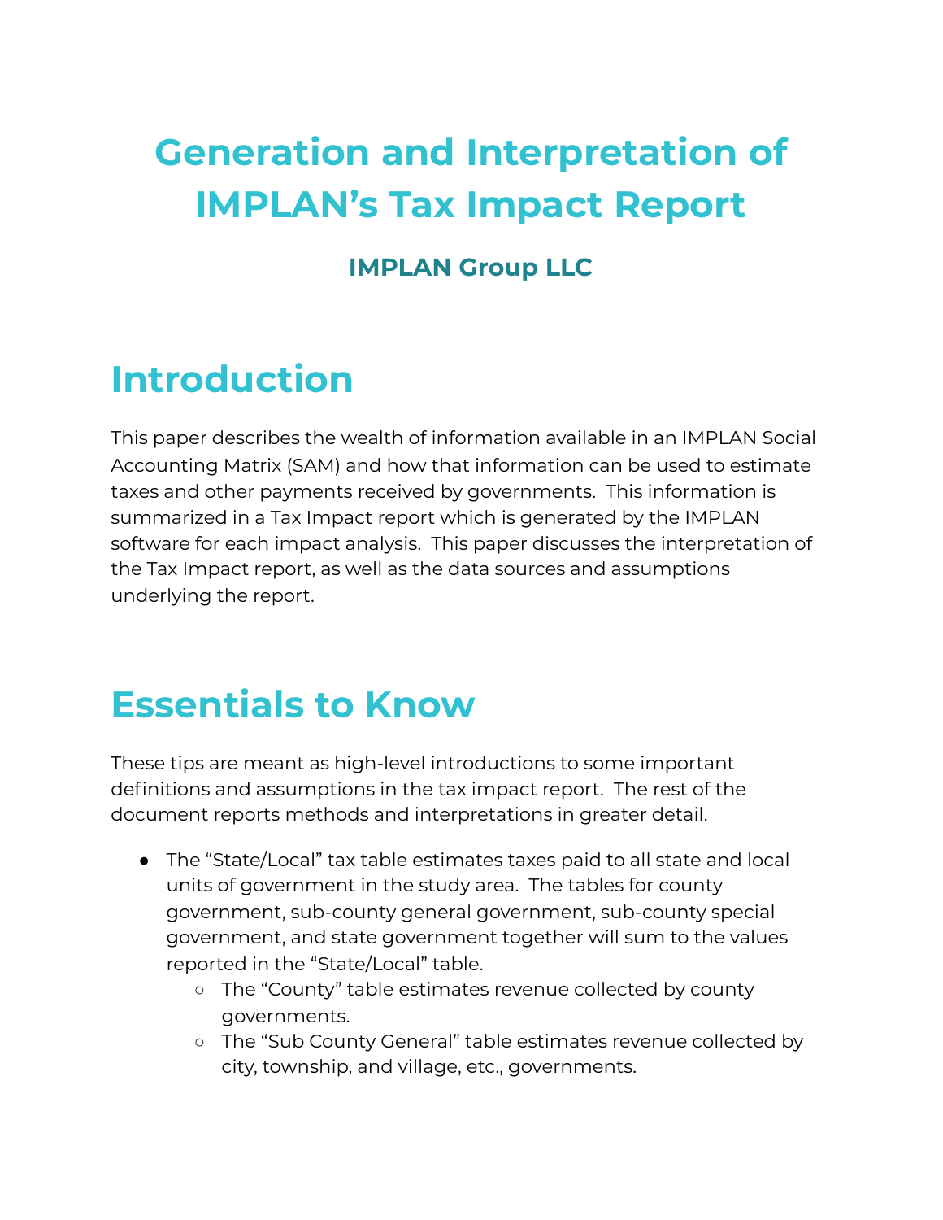# Generation and Interpretation of IMPLAN's Tax Impact Report

### IMPLAN Group LLC

## Introduction

This paper describes the wealth of information available in an IMPLAN Social Accounting Matrix (SAM) and how that information can be used to estimate taxes and other payments received by governments. This information is summarized in a Tax Impact report which is generated by the IMPLAN software for each impact analysis. This paper discusses the interpretation of the Tax Impact report, as well as the data sources and assumptions underlying the report.

## Essentials to Know

These tips are meant as high-level introductions to some important definitions and assumptions in the tax impact report. The rest of the document reports methods and interpretations in greater detail.

- The "State/Local" tax table estimates taxes paid to all state and local units of government in the study area. The tables for county government, sub-county general government, sub-county special government, and state government together will sum to the values reported in the "State/Local" table.
  - The "County" table estimates revenue collected by county governments.
  - The "Sub County General" table estimates revenue collected by city, township, and village, etc., governments.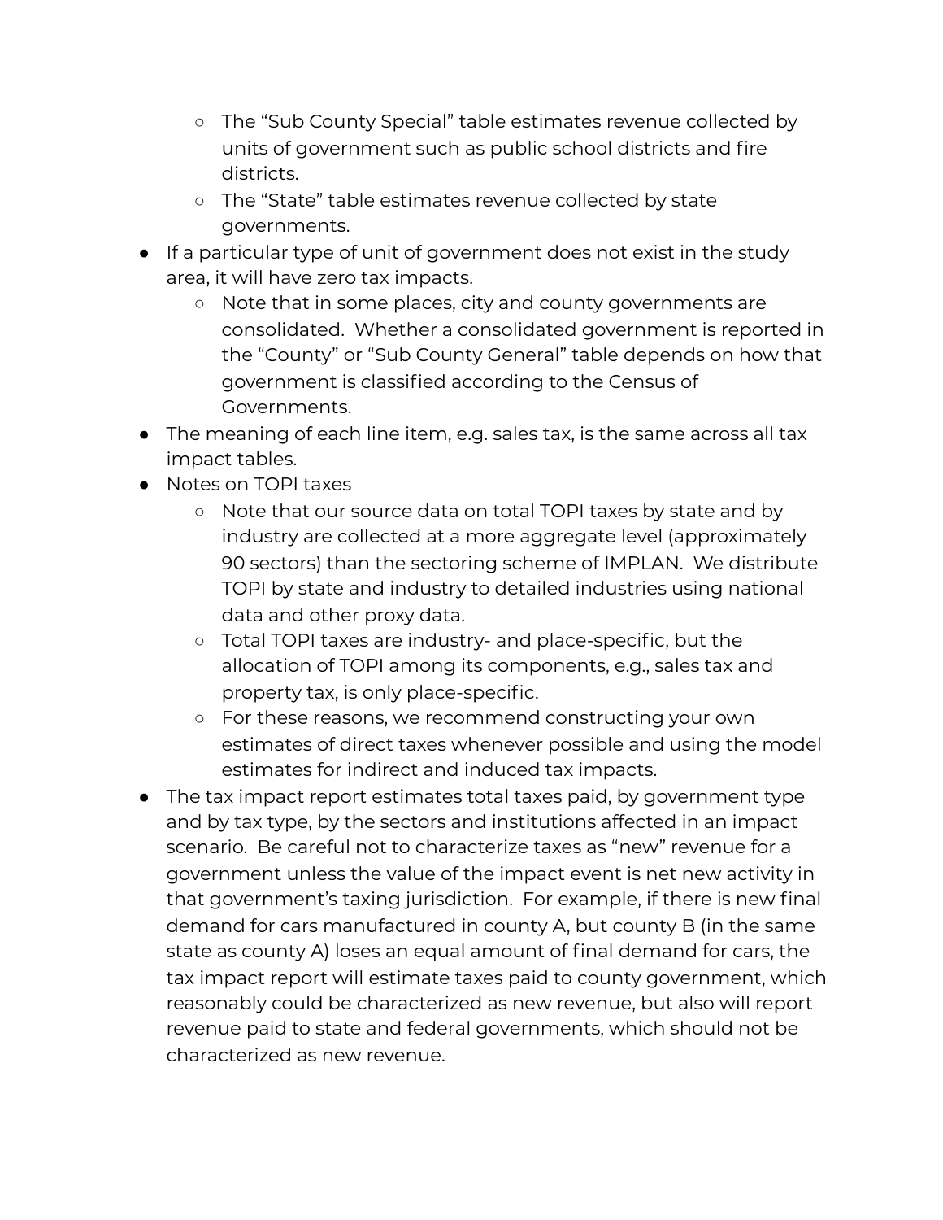- The “Sub County Special” table estimates revenue collected by units of government such as public school districts and fire districts.
  - The “State” table estimates revenue collected by state governments.
- If a particular type of unit of government does not exist in the study area, it will have zero tax impacts.
  - Note that in some places, city and county governments are consolidated. Whether a consolidated government is reported in the “County” or “Sub County General” table depends on how that government is classified according to the Census of Governments.
- The meaning of each line item, e.g. sales tax, is the same across all tax impact tables.
- Notes on TOPI taxes
  - Note that our source data on total TOPI taxes by state and by industry are collected at a more aggregate level (approximately 90 sectors) than the sectoring scheme of IMPLAN. We distribute TOPI by state and industry to detailed industries using national data and other proxy data.
  - Total TOPI taxes are industry- and place-specific, but the allocation of TOPI among its components, e.g., sales tax and property tax, is only place-specific.
  - For these reasons, we recommend constructing your own estimates of direct taxes whenever possible and using the model estimates for indirect and induced tax impacts.
- The tax impact report estimates total taxes paid, by government type and by tax type, by the sectors and institutions affected in an impact scenario. Be careful not to characterize taxes as “new” revenue for a government unless the value of the impact event is net new activity in that government’s taxing jurisdiction. For example, if there is new final demand for cars manufactured in county A, but county B (in the same state as county A) loses an equal amount of final demand for cars, the tax impact report will estimate taxes paid to county government, which reasonably could be characterized as new revenue, but also will report revenue paid to state and federal governments, which should not be characterized as new revenue.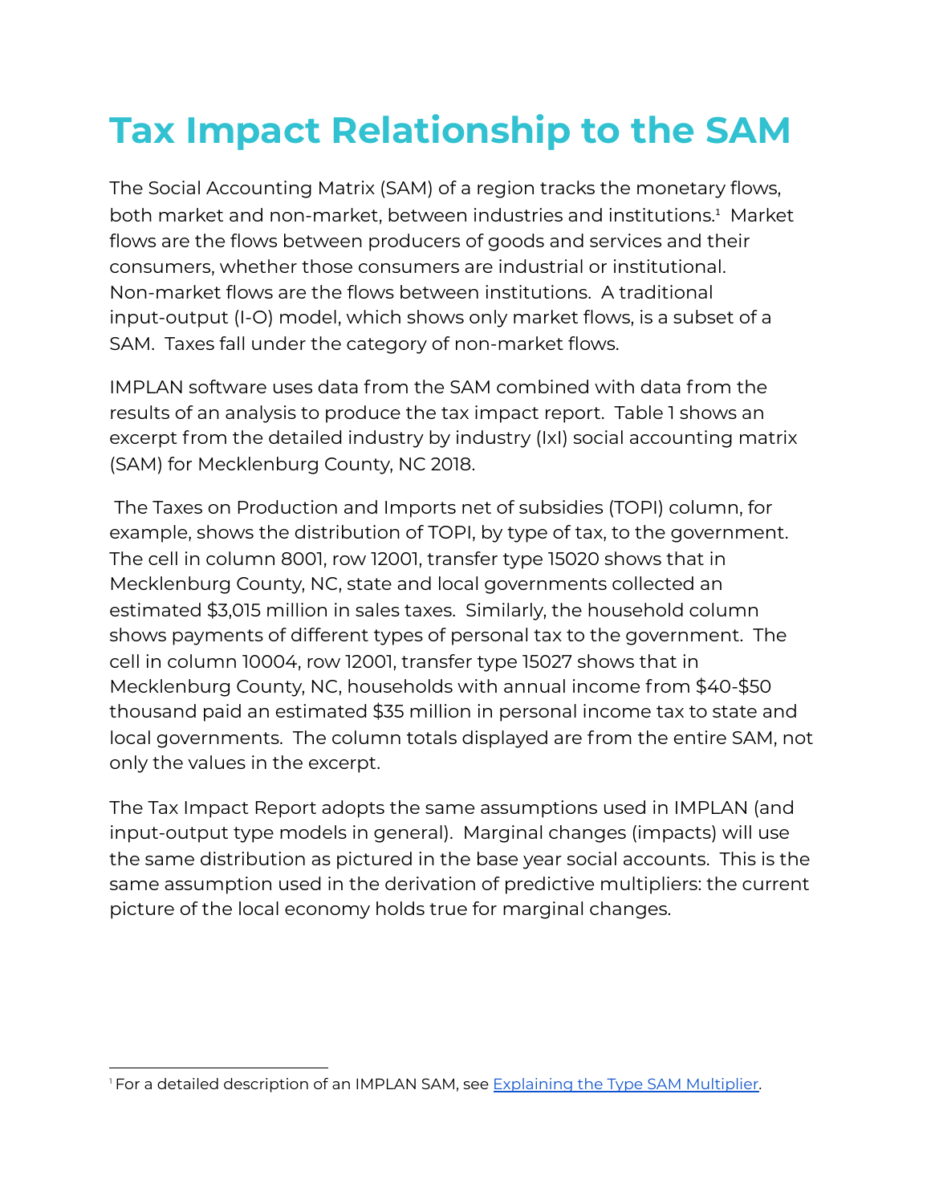# Tax Impact Relationship to the SAM

The Social Accounting Matrix (SAM) of a region tracks the monetary flows, both market and non-market, between industries and institutions.[1] Market flows are the flows between producers of goods and services and their consumers, whether those consumers are industrial or institutional. Non-market flows are the flows between institutions. A traditional input-output (I-O) model, which shows only market flows, is a subset of a SAM. Taxes fall under the category of non-market flows.

IMPLAN software uses data from the SAM combined with data from the results of an analysis to produce the tax impact report. Table 1 shows an excerpt from the detailed industry by industry (IxI) social accounting matrix (SAM) for Mecklenburg County, NC 2018.

The Taxes on Production and Imports net of subsidies (TOPI) column, for example, shows the distribution of TOPI, by type of tax, to the government. The cell in column 8001, row 12001, transfer type 15020 shows that in Mecklenburg County, NC, state and local governments collected an estimated $3,015 million in sales taxes. Similarly, the household column shows payments of different types of personal tax to the government. The cell in column 10004, row 12001, transfer type 15027 shows that in Mecklenburg County, NC, households with annual income from $40-$50 thousand paid an estimated $35 million in personal income tax to state and local governments. The column totals displayed are from the entire SAM, not only the values in the excerpt.

The Tax Impact Report adopts the same assumptions used in IMPLAN (and input-output type models in general). Marginal changes (impacts) will use the same distribution as pictured in the base year social accounts. This is the same assumption used in the derivation of predictive multipliers: the current picture of the local economy holds true for marginal changes.

[1] For a detailed description of an IMPLAN SAM, see [Explaining the Type SAM Multiplier](Explaining the Type SAM Multiplier).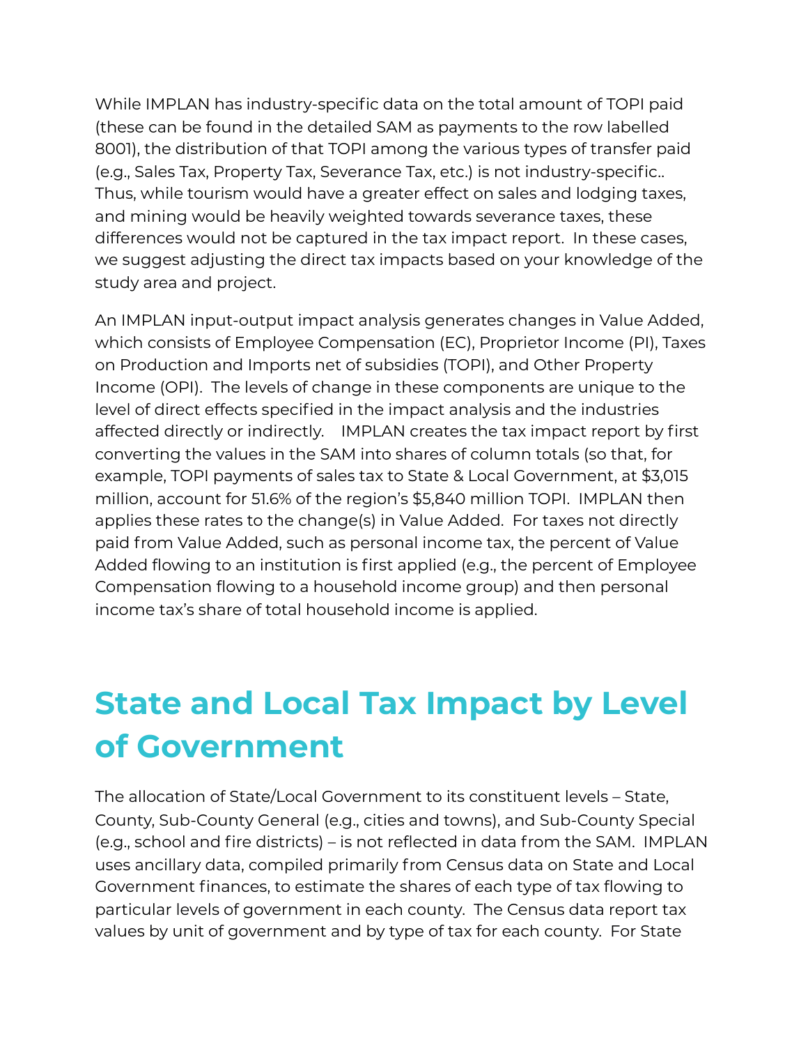While IMPLAN has industry-specific data on the total amount of TOPI paid (these can be found in the detailed SAM as payments to the row labelled 8001), the distribution of that TOPI among the various types of transfer paid (e.g., Sales Tax, Property Tax, Severance Tax, etc.) is not industry-specific.. Thus, while tourism would have a greater effect on sales and lodging taxes, and mining would be heavily weighted towards severance taxes, these differences would not be captured in the tax impact report. In these cases, we suggest adjusting the direct tax impacts based on your knowledge of the study area and project.

An IMPLAN input-output impact analysis generates changes in Value Added, which consists of Employee Compensation (EC), Proprietor Income (PI), Taxes on Production and Imports net of subsidies (TOPI), and Other Property Income (OPI). The levels of change in these components are unique to the level of direct effects specified in the impact analysis and the industries affected directly or indirectly. IMPLAN creates the tax impact report by first converting the values in the SAM into shares of column totals (so that, for example, TOPI payments of sales tax to State & Local Government, at $3,015 million, account for 51.6% of the region's $5,840 million TOPI. IMPLAN then applies these rates to the change(s) in Value Added. For taxes not directly paid from Value Added, such as personal income tax, the percent of Value Added flowing to an institution is first applied (e.g., the percent of Employee Compensation flowing to a household income group) and then personal income tax's share of total household income is applied.

# State and Local Tax Impact by Level of Government

The allocation of State/Local Government to its constituent levels – State, County, Sub-County General (e.g., cities and towns), and Sub-County Special (e.g., school and fire districts) – is not reflected in data from the SAM. IMPLAN uses ancillary data, compiled primarily from Census data on State and Local Government finances, to estimate the shares of each type of tax flowing to particular levels of government in each county. The Census data report tax values by unit of government and by type of tax for each county. For State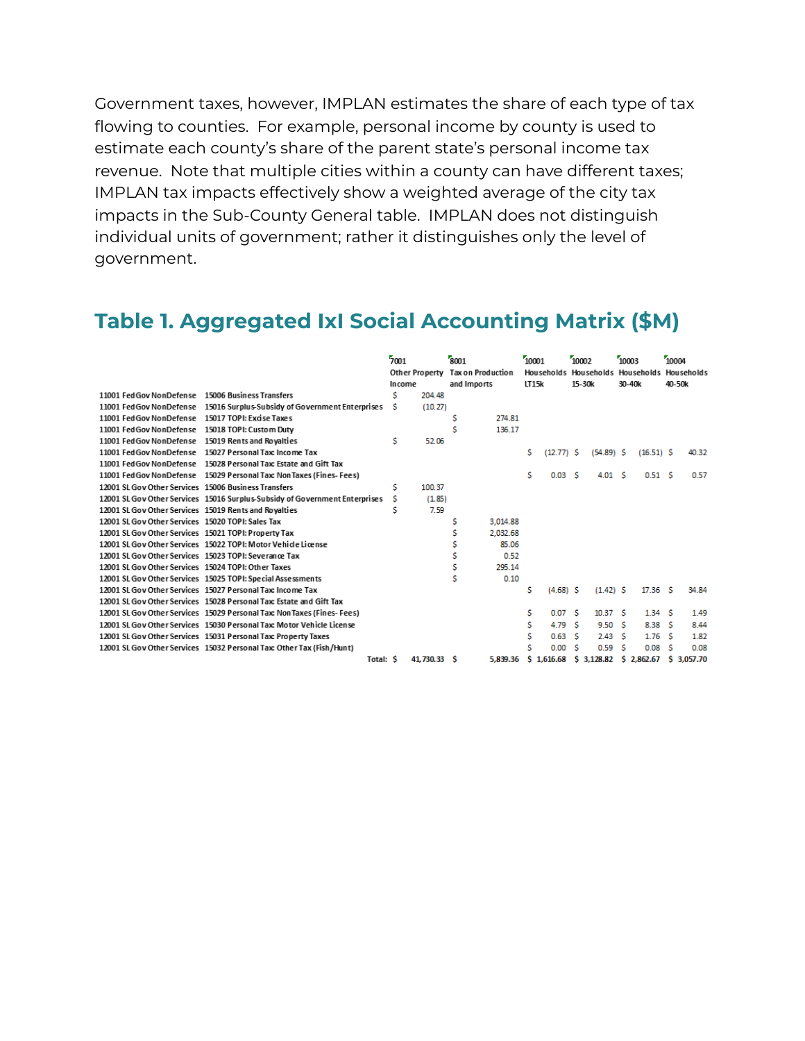Government taxes, however, IMPLAN estimates the share of each type of tax flowing to counties. For example, personal income by county is used to estimate each county's share of the parent state's personal income tax revenue. Note that multiple cities within a county can have different taxes; IMPLAN tax impacts effectively show a weighted average of the city tax impacts in the Sub-County General table. IMPLAN does not distinguish individual units of government; rather it distinguishes only the level of government.

## Table 1. Aggregated IxI Social Accounting Matrix ($M)

| | | 7001 Other Property Income | 8001 Tax on Production and Imports | 10001 Households LT15k | 10002 Households 15-30k | 10003 Households 30-40k | 10004 Households 40-50k |
|---|---|---|---|---|---|---|---|
| 11001 FedGov NonDefense | 15006 Business Transfers | $ 204.48 | | | | | |
| 11001 FedGov NonDefense | 15016 Surplus-Subsidy of Government Enterprises | $ (10.27) | | | | | |
| 11001 FedGov NonDefense | 15017 TOPI: Excise Taxes | | $ 274.81 | | | | |
| 11001 FedGov NonDefense | 15018 TOPI: Custom Duty | | $ 136.17 | | | | |
| 11001 FedGov NonDefense | 15019 Rents and Royalties | $ 52.06 | | | | | |
| 11001 FedGov NonDefense | 15027 Personal Tax: Income Tax | | | $ (12.77) | $ (54.89) | $ (16.51) | $ 40.32 |
| 11001 FedGov NonDefense | 15028 Personal Tax: Estate and Gift Tax | | | | | | |
| 11001 FedGov NonDefense | 15029 Personal Tax: NonTaxes (Fines- Fees) | | | $ 0.03 | $ 4.01 | $ 0.51 | $ 0.57 |
| 12001 SL Gov Other Services | 15006 Business Transfers | $ 100.37 | | | | | |
| 12001 SL Gov Other Services | 15016 Surplus-Subsidy of Government Enterprises | $ (1.85) | | | | | |
| 12001 SL Gov Other Services | 15019 Rents and Royalties | $ 7.59 | | | | | |
| 12001 SL Gov Other Services | 15020 TOPI: Sales Tax | | $ 3,014.88 | | | | |
| 12001 SL Gov Other Services | 15021 TOPI: Property Tax | | $ 2,032.68 | | | | |
| 12001 SL Gov Other Services | 15022 TOPI: Motor Vehicle License | | $ 85.06 | | | | |
| 12001 SL Gov Other Services | 15023 TOPI: Severance Tax | | $ 0.52 | | | | |
| 12001 SL Gov Other Services | 15024 TOPI: Other Taxes | | $ 295.14 | | | | |
| 12001 SL Gov Other Services | 15025 TOPI: Special Assessments | | $ 0.10 | | | | |
| 12001 SL Gov Other Services | 15027 Personal Tax: Income Tax | | | $ (4.68) | $ (1.42) | $ 17.36 | $ 34.84 |
| 12001 SL Gov Other Services | 15028 Personal Tax: Estate and Gift Tax | | | | | | |
| 12001 SL Gov Other Services | 15029 Personal Tax: NonTaxes (Fines- Fees) | | | $ 0.07 | $ 10.37 | $ 1.34 | $ 1.49 |
| 12001 SL Gov Other Services | 15030 Personal Tax: Motor Vehicle License | | | $ 4.79 | $ 9.50 | $ 8.38 | $ 8.44 |
| 12001 SL Gov Other Services | 15031 Personal Tax: Property Taxes | | | $ 0.63 | $ 2.43 | $ 1.76 | $ 1.82 |
| 12001 SL Gov Other Services | 15032 Personal Tax: Other Tax (Fish/Hunt) | | | $ 0.00 | $ 0.59 | $ 0.08 | $ 0.08 |
| | Total: | $ 41,730.33 | $ 5,839.36 | $ 1,616.68 | $ 3,128.82 | $ 2,862.67 | $ 3,057.70 |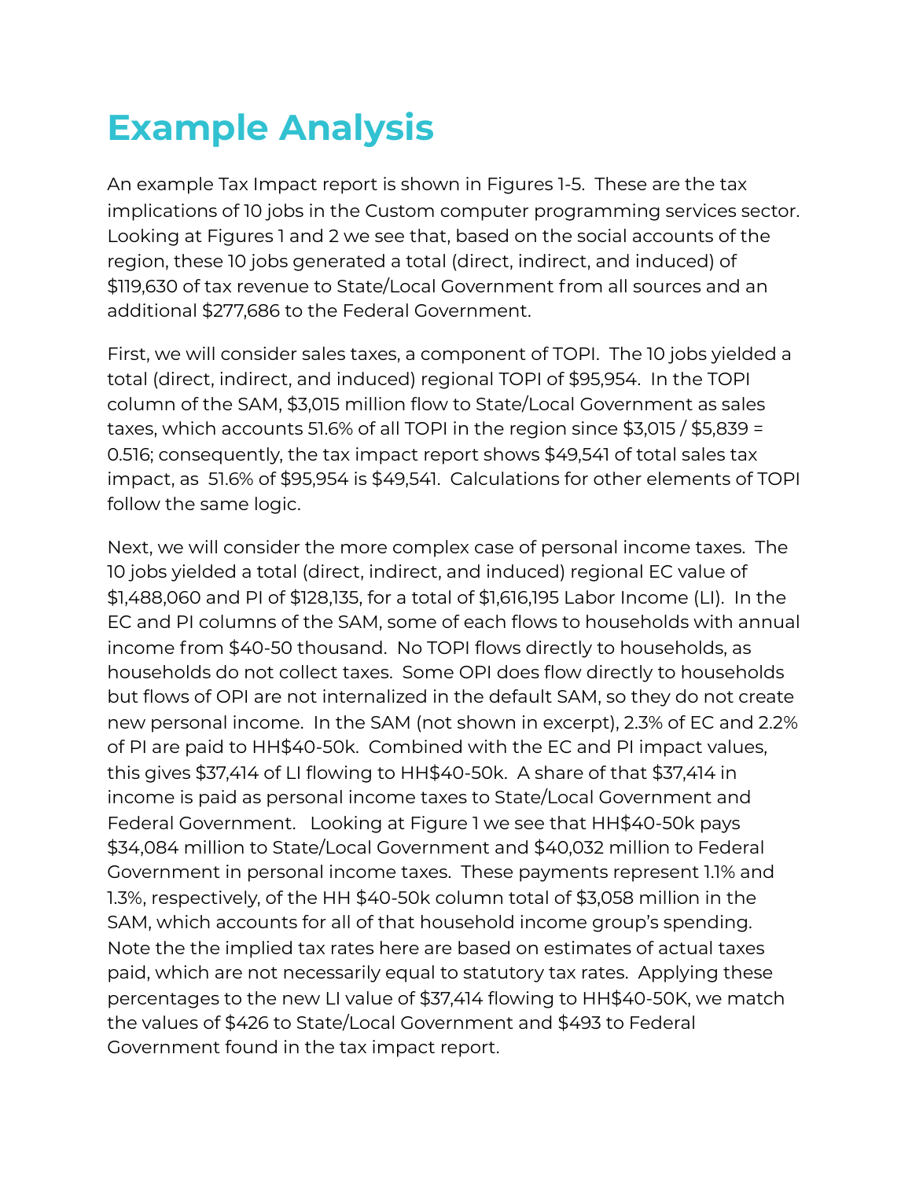# Example Analysis

An example Tax Impact report is shown in Figures 1-5. These are the tax implications of 10 jobs in the Custom computer programming services sector. Looking at Figures 1 and 2 we see that, based on the social accounts of the region, these 10 jobs generated a total (direct, indirect, and induced) of $119,630 of tax revenue to State/Local Government from all sources and an additional $277,686 to the Federal Government.

First, we will consider sales taxes, a component of TOPI. The 10 jobs yielded a total (direct, indirect, and induced) regional TOPI of $95,954. In the TOPI column of the SAM, $3,015 million flow to State/Local Government as sales taxes, which accounts 51.6% of all TOPI in the region since $3,015 / $5,839 = 0.516; consequently, the tax impact report shows $49,541 of total sales tax impact, as 51.6% of $95,954 is $49,541. Calculations for other elements of TOPI follow the same logic.

Next, we will consider the more complex case of personal income taxes. The 10 jobs yielded a total (direct, indirect, and induced) regional EC value of $1,488,060 and PI of $128,135, for a total of $1,616,195 Labor Income (LI). In the EC and PI columns of the SAM, some of each flows to households with annual income from $40-50 thousand. No TOPI flows directly to households, as households do not collect taxes. Some OPI does flow directly to households but flows of OPI are not internalized in the default SAM, so they do not create new personal income. In the SAM (not shown in excerpt), 2.3% of EC and 2.2% of PI are paid to HH$40-50k. Combined with the EC and PI impact values, this gives $37,414 of LI flowing to HH$40-50k. A share of that $37,414 in income is paid as personal income taxes to State/Local Government and Federal Government. Looking at Figure 1 we see that HH$40-50k pays $34,084 million to State/Local Government and $40,032 million to Federal Government in personal income taxes. These payments represent 1.1% and 1.3%, respectively, of the HH $40-50k column total of $3,058 million in the SAM, which accounts for all of that household income group's spending. Note the the implied tax rates here are based on estimates of actual taxes paid, which are not necessarily equal to statutory tax rates. Applying these percentages to the new LI value of $37,414 flowing to HH$40-50K, we match the values of $426 to State/Local Government and $493 to Federal Government found in the tax impact report.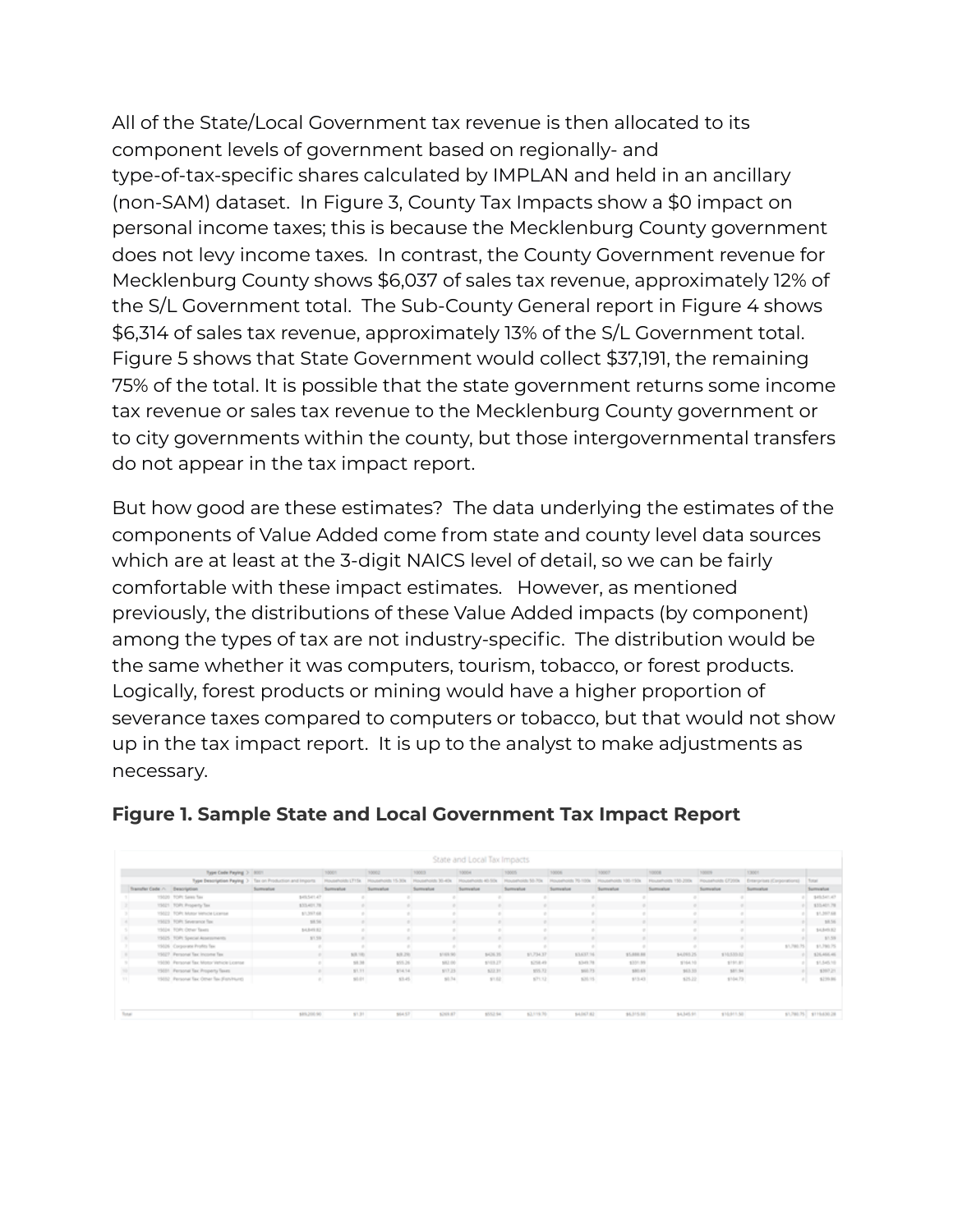All of the State/Local Government tax revenue is then allocated to its component levels of government based on regionally- and type-of-tax-specific shares calculated by IMPLAN and held in an ancillary (non-SAM) dataset. In Figure 3, County Tax Impacts show a $0 impact on personal income taxes; this is because the Mecklenburg County government does not levy income taxes. In contrast, the County Government revenue for Mecklenburg County shows $6,037 of sales tax revenue, approximately 12% of the S/L Government total. The Sub-County General report in Figure 4 shows $6,314 of sales tax revenue, approximately 13% of the S/L Government total. Figure 5 shows that State Government would collect $37,191, the remaining 75% of the total. It is possible that the state government returns some income tax revenue or sales tax revenue to the Mecklenburg County government or to city governments within the county, but those intergovernmental transfers do not appear in the tax impact report.

But how good are these estimates? The data underlying the estimates of the components of Value Added come from state and county level data sources which are at least at the 3-digit NAICS level of detail, so we can be fairly comfortable with these impact estimates. However, as mentioned previously, the distributions of these Value Added impacts (by component) among the types of tax are not industry-specific. The distribution would be the same whether it was computers, tourism, tobacco, or forest products. Logically, forest products or mining would have a higher proportion of severance taxes compared to computers or tobacco, but that would not show up in the tax impact report. It is up to the analyst to make adjustments as necessary.

**Figure 1. Sample State and Local Government Tax Impact Report**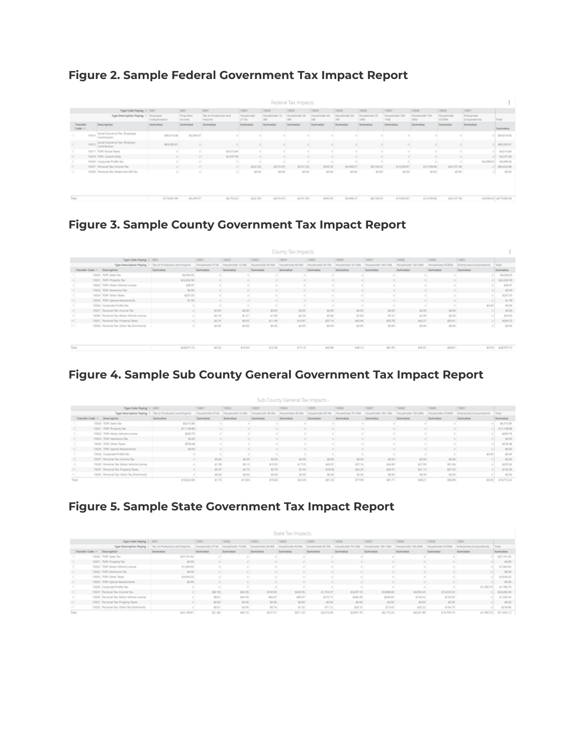**Figure 2. Sample Federal Government Tax Impact Report**

**Figure 3. Sample County Government Tax Impact Report**

**Figure 4. Sample Sub County General Government Tax Impact Report**

**Figure 5. Sample State Government Tax Impact Report**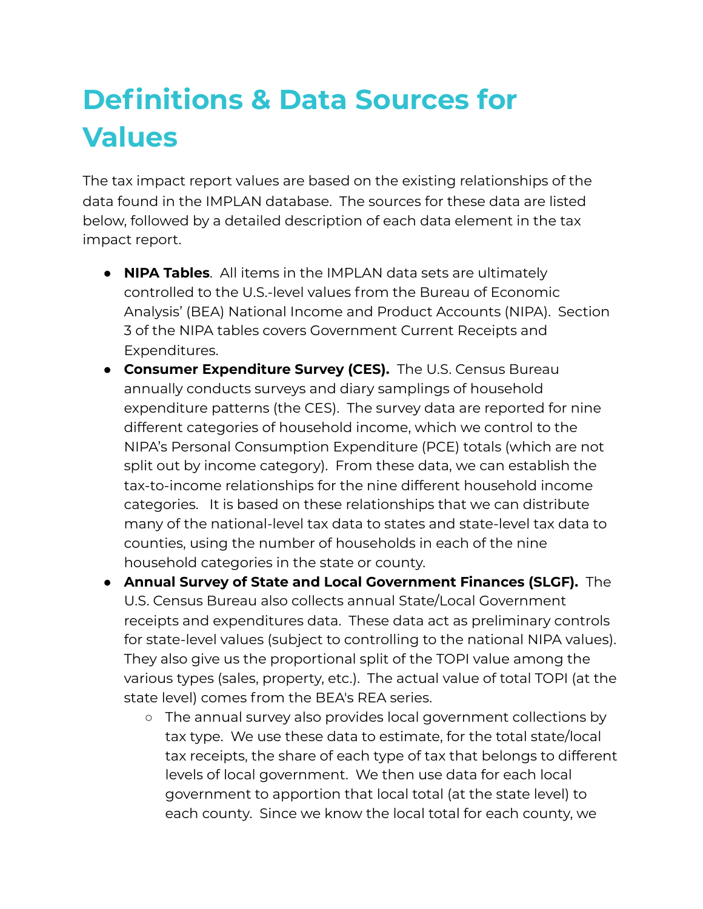# Definitions & Data Sources for Values

The tax impact report values are based on the existing relationships of the data found in the IMPLAN database. The sources for these data are listed below, followed by a detailed description of each data element in the tax impact report.

- **NIPA Tables**. All items in the IMPLAN data sets are ultimately controlled to the U.S.-level values from the Bureau of Economic Analysis' (BEA) National Income and Product Accounts (NIPA). Section 3 of the NIPA tables covers Government Current Receipts and Expenditures.
- **Consumer Expenditure Survey (CES).** The U.S. Census Bureau annually conducts surveys and diary samplings of household expenditure patterns (the CES). The survey data are reported for nine different categories of household income, which we control to the NIPA's Personal Consumption Expenditure (PCE) totals (which are not split out by income category). From these data, we can establish the tax-to-income relationships for the nine different household income categories. It is based on these relationships that we can distribute many of the national-level tax data to states and state-level tax data to counties, using the number of households in each of the nine household categories in the state or county.
- **Annual Survey of State and Local Government Finances (SLGF).** The U.S. Census Bureau also collects annual State/Local Government receipts and expenditures data. These data act as preliminary controls for state-level values (subject to controlling to the national NIPA values). They also give us the proportional split of the TOPI value among the various types (sales, property, etc.). The actual value of total TOPI (at the state level) comes from the BEA's REA series.
  - The annual survey also provides local government collections by tax type. We use these data to estimate, for the total state/local tax receipts, the share of each type of tax that belongs to different levels of local government. We then use data for each local government to apportion that local total (at the state level) to each county. Since we know the local total for each county, we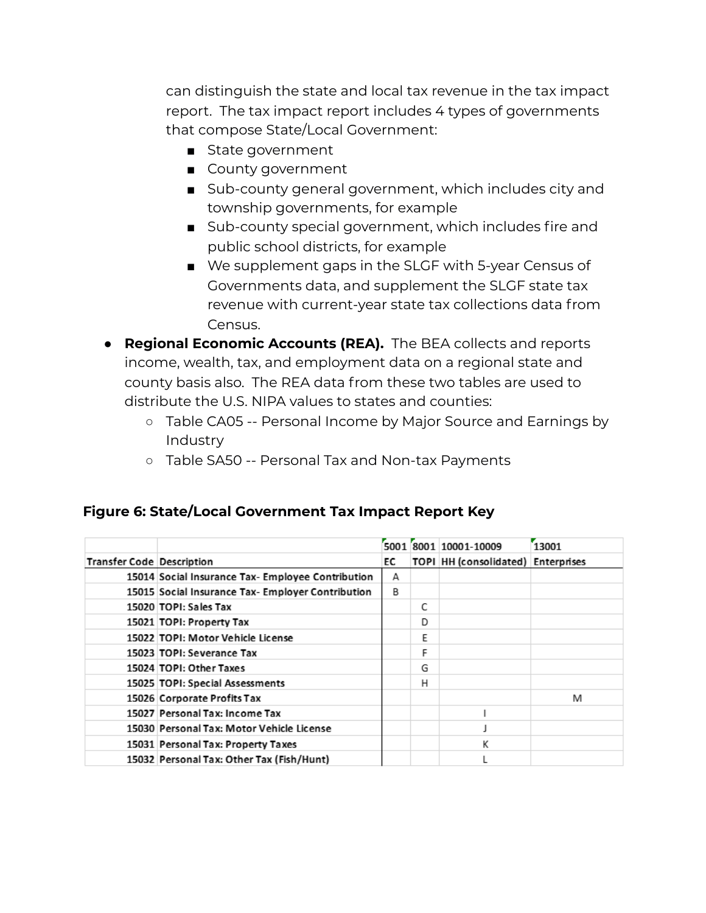can distinguish the state and local tax revenue in the tax impact report. The tax impact report includes 4 types of governments that compose State/Local Government:

- State government
- County government
- Sub-county general government, which includes city and township governments, for example
- Sub-county special government, which includes fire and public school districts, for example
- We supplement gaps in the SLGF with 5-year Census of Governments data, and supplement the SLGF state tax revenue with current-year state tax collections data from Census.

- **Regional Economic Accounts (REA).** The BEA collects and reports income, wealth, tax, and employment data on a regional state and county basis also. The REA data from these two tables are used to distribute the U.S. NIPA values to states and counties:
    - Table CA05 -- Personal Income by Major Source and Earnings by Industry
    - Table SA50 -- Personal Tax and Non-tax Payments

### Figure 6: State/Local Government Tax Impact Report Key

| | | 5001 | 8001 | 10001-10009 | 13001 |
|---|---|---|---|---|---|
| Transfer Code | Description | EC | TOPI | HH (consolidated) | Enterprises |
| 15014 | Social Insurance Tax- Employee Contribution | A | | | |
| 15015 | Social Insurance Tax- Employer Contribution | B | | | |
| 15020 | TOPI: Sales Tax | | C | | |
| 15021 | TOPI: Property Tax | | D | | |
| 15022 | TOPI: Motor Vehicle License | | E | | |
| 15023 | TOPI: Severance Tax | | F | | |
| 15024 | TOPI: Other Taxes | | G | | |
| 15025 | TOPI: Special Assessments | | H | | |
| 15026 | Corporate Profits Tax | | | | M |
| 15027 | Personal Tax: Income Tax | | | I | |
| 15030 | Personal Tax: Motor Vehicle License | | | J | |
| 15031 | Personal Tax: Property Taxes | | | K | |
| 15032 | Personal Tax: Other Tax (Fish/Hunt) | | | L | |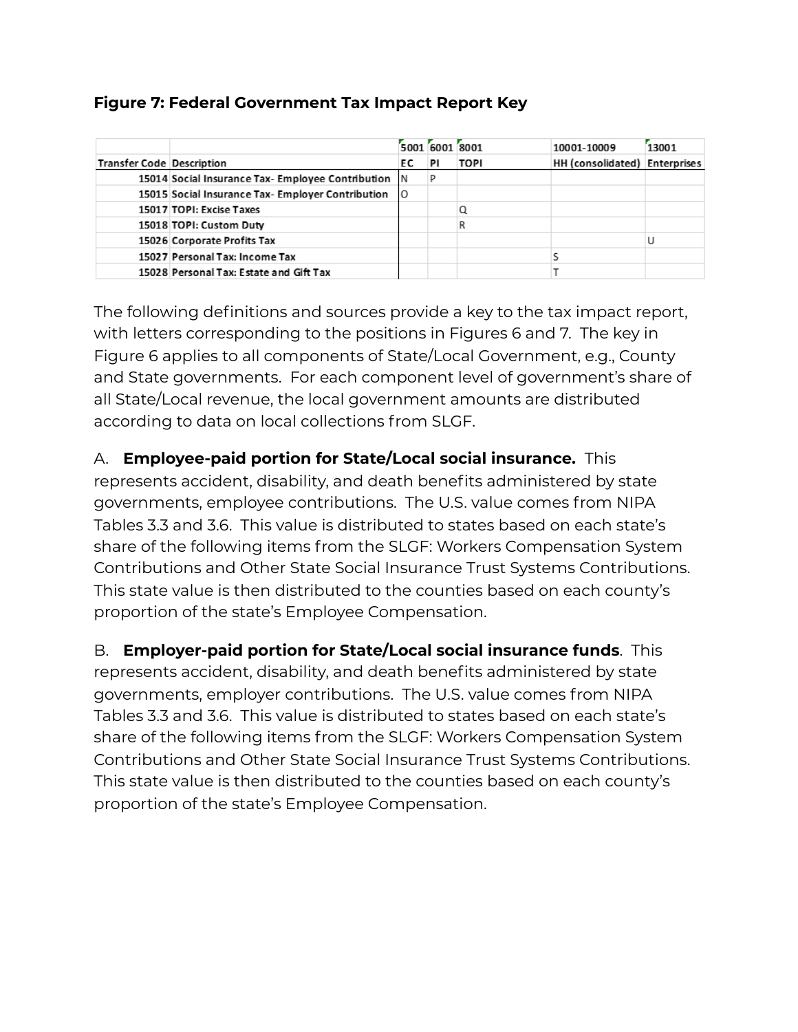**Figure 7: Federal Government Tax Impact Report Key**

| | | 5001 | 6001 | 8001 | 10001-10009 | 13001 |
|---|---|---|---|---|---|---|
| Transfer Code | Description | EC | PI | TOPI | HH (consolidated) | Enterprises |
| 15014 | Social Insurance Tax- Employee Contribution | N | P | | | |
| 15015 | Social Insurance Tax- Employer Contribution | O | | | | |
| 15017 | TOPI: Excise Taxes | | | Q | | |
| 15018 | TOPI: Custom Duty | | | R | | |
| 15026 | Corporate Profits Tax | | | | | U |
| 15027 | Personal Tax: Income Tax | | | | S | |
| 15028 | Personal Tax: Estate and Gift Tax | | | | T | |

The following definitions and sources provide a key to the tax impact report, with letters corresponding to the positions in Figures 6 and 7. The key in Figure 6 applies to all components of State/Local Government, e.g., County and State governments. For each component level of government's share of all State/Local revenue, the local government amounts are distributed according to data on local collections from SLGF.

A. **Employee-paid portion for State/Local social insurance.** This represents accident, disability, and death benefits administered by state governments, employee contributions. The U.S. value comes from NIPA Tables 3.3 and 3.6. This value is distributed to states based on each state's share of the following items from the SLGF: Workers Compensation System Contributions and Other State Social Insurance Trust Systems Contributions. This state value is then distributed to the counties based on each county's proportion of the state's Employee Compensation.

B. **Employer-paid portion for State/Local social insurance funds**. This represents accident, disability, and death benefits administered by state governments, employer contributions. The U.S. value comes from NIPA Tables 3.3 and 3.6. This value is distributed to states based on each state's share of the following items from the SLGF: Workers Compensation System Contributions and Other State Social Insurance Trust Systems Contributions. This state value is then distributed to the counties based on each county's proportion of the state's Employee Compensation.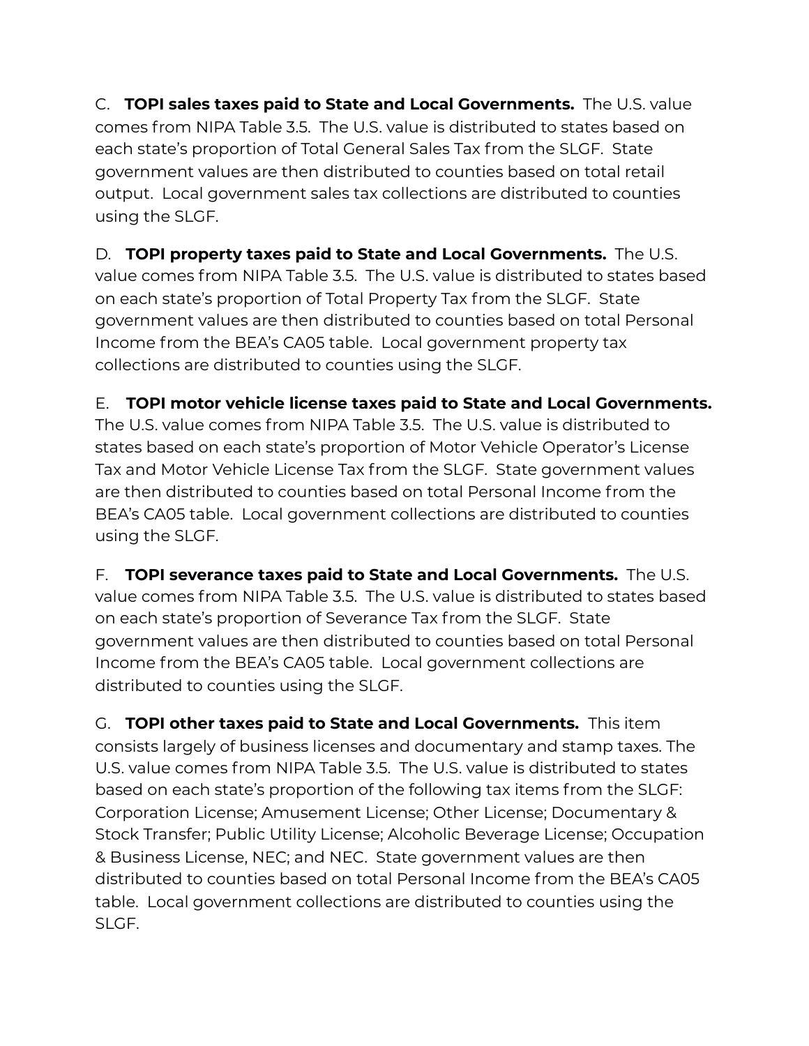C. **TOPI sales taxes paid to State and Local Governments.** The U.S. value comes from NIPA Table 3.5. The U.S. value is distributed to states based on each state's proportion of Total General Sales Tax from the SLGF. State government values are then distributed to counties based on total retail output. Local government sales tax collections are distributed to counties using the SLGF.

D. **TOPI property taxes paid to State and Local Governments.** The U.S. value comes from NIPA Table 3.5. The U.S. value is distributed to states based on each state's proportion of Total Property Tax from the SLGF. State government values are then distributed to counties based on total Personal Income from the BEA's CA05 table. Local government property tax collections are distributed to counties using the SLGF.

E. **TOPI motor vehicle license taxes paid to State and Local Governments.** The U.S. value comes from NIPA Table 3.5. The U.S. value is distributed to states based on each state's proportion of Motor Vehicle Operator's License Tax and Motor Vehicle License Tax from the SLGF. State government values are then distributed to counties based on total Personal Income from the BEA's CA05 table. Local government collections are distributed to counties using the SLGF.

F. **TOPI severance taxes paid to State and Local Governments.** The U.S. value comes from NIPA Table 3.5. The U.S. value is distributed to states based on each state's proportion of Severance Tax from the SLGF. State government values are then distributed to counties based on total Personal Income from the BEA's CA05 table. Local government collections are distributed to counties using the SLGF.

G. **TOPI other taxes paid to State and Local Governments.** This item consists largely of business licenses and documentary and stamp taxes. The U.S. value comes from NIPA Table 3.5. The U.S. value is distributed to states based on each state's proportion of the following tax items from the SLGF: Corporation License; Amusement License; Other License; Documentary & Stock Transfer; Public Utility License; Alcoholic Beverage License; Occupation & Business License, NEC; and NEC. State government values are then distributed to counties based on total Personal Income from the BEA's CA05 table. Local government collections are distributed to counties using the SLGF.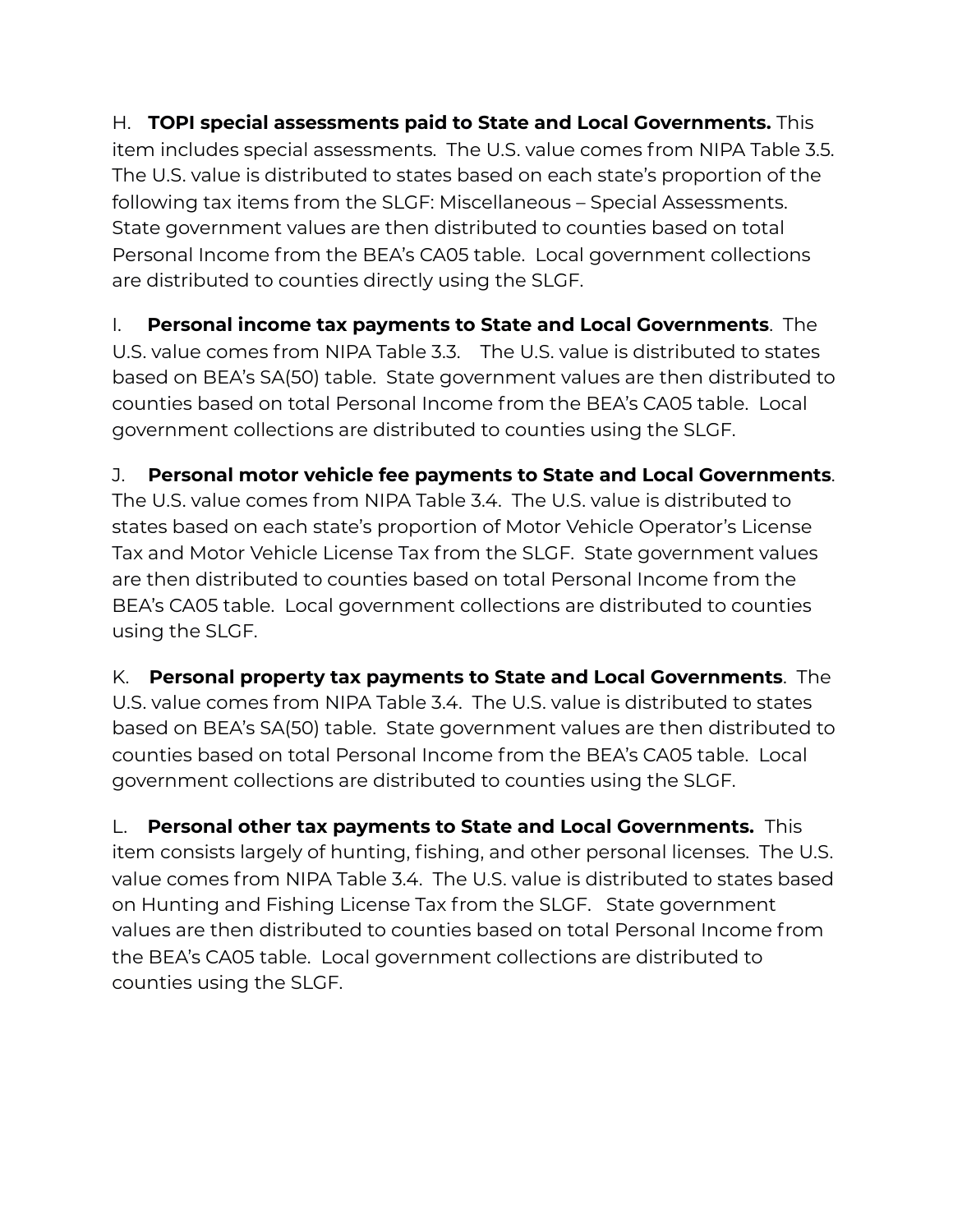H. **TOPI special assessments paid to State and Local Governments.** This item includes special assessments. The U.S. value comes from NIPA Table 3.5. The U.S. value is distributed to states based on each state's proportion of the following tax items from the SLGF: Miscellaneous – Special Assessments. State government values are then distributed to counties based on total Personal Income from the BEA's CA05 table. Local government collections are distributed to counties directly using the SLGF.

I. **Personal income tax payments to State and Local Governments**. The U.S. value comes from NIPA Table 3.3. The U.S. value is distributed to states based on BEA's SA(50) table. State government values are then distributed to counties based on total Personal Income from the BEA's CA05 table. Local government collections are distributed to counties using the SLGF.

J. **Personal motor vehicle fee payments to State and Local Governments**. The U.S. value comes from NIPA Table 3.4. The U.S. value is distributed to states based on each state's proportion of Motor Vehicle Operator's License Tax and Motor Vehicle License Tax from the SLGF. State government values are then distributed to counties based on total Personal Income from the BEA's CA05 table. Local government collections are distributed to counties using the SLGF.

K. **Personal property tax payments to State and Local Governments**. The U.S. value comes from NIPA Table 3.4. The U.S. value is distributed to states based on BEA's SA(50) table. State government values are then distributed to counties based on total Personal Income from the BEA's CA05 table. Local government collections are distributed to counties using the SLGF.

L. **Personal other tax payments to State and Local Governments.** This item consists largely of hunting, fishing, and other personal licenses. The U.S. value comes from NIPA Table 3.4. The U.S. value is distributed to states based on Hunting and Fishing License Tax from the SLGF. State government values are then distributed to counties based on total Personal Income from the BEA's CA05 table. Local government collections are distributed to counties using the SLGF.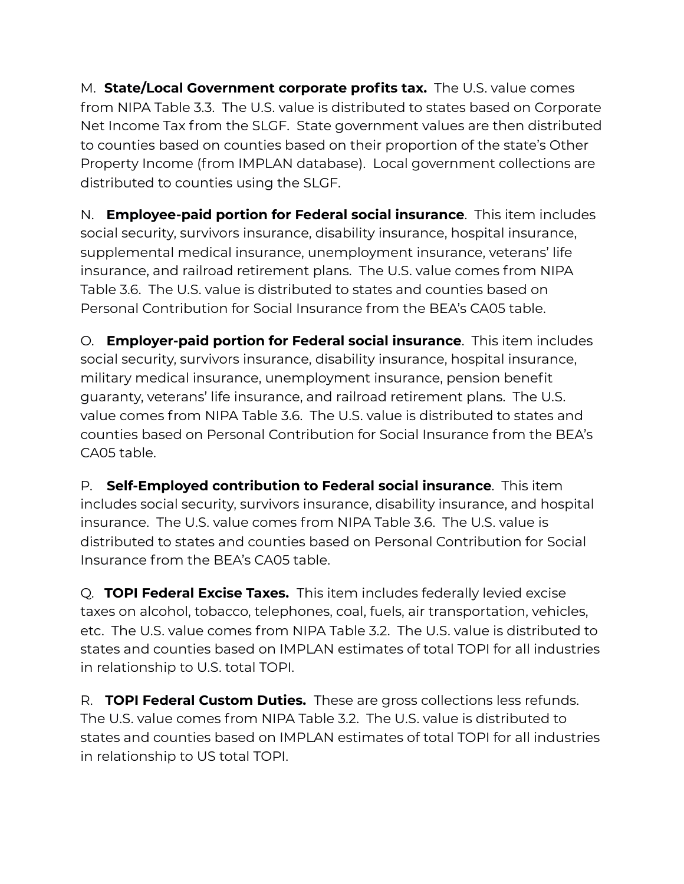M. **State/Local Government corporate profits tax.** The U.S. value comes from NIPA Table 3.3. The U.S. value is distributed to states based on Corporate Net Income Tax from the SLGF. State government values are then distributed to counties based on counties based on their proportion of the state's Other Property Income (from IMPLAN database). Local government collections are distributed to counties using the SLGF.

N. **Employee-paid portion for Federal social insurance**. This item includes social security, survivors insurance, disability insurance, hospital insurance, supplemental medical insurance, unemployment insurance, veterans' life insurance, and railroad retirement plans. The U.S. value comes from NIPA Table 3.6. The U.S. value is distributed to states and counties based on Personal Contribution for Social Insurance from the BEA's CA05 table.

O. **Employer-paid portion for Federal social insurance**. This item includes social security, survivors insurance, disability insurance, hospital insurance, military medical insurance, unemployment insurance, pension benefit guaranty, veterans' life insurance, and railroad retirement plans. The U.S. value comes from NIPA Table 3.6. The U.S. value is distributed to states and counties based on Personal Contribution for Social Insurance from the BEA's CA05 table.

P. **Self-Employed contribution to Federal social insurance**. This item includes social security, survivors insurance, disability insurance, and hospital insurance. The U.S. value comes from NIPA Table 3.6. The U.S. value is distributed to states and counties based on Personal Contribution for Social Insurance from the BEA's CA05 table.

Q. **TOPI Federal Excise Taxes.** This item includes federally levied excise taxes on alcohol, tobacco, telephones, coal, fuels, air transportation, vehicles, etc. The U.S. value comes from NIPA Table 3.2. The U.S. value is distributed to states and counties based on IMPLAN estimates of total TOPI for all industries in relationship to U.S. total TOPI.

R. **TOPI Federal Custom Duties.** These are gross collections less refunds. The U.S. value comes from NIPA Table 3.2. The U.S. value is distributed to states and counties based on IMPLAN estimates of total TOPI for all industries in relationship to US total TOPI.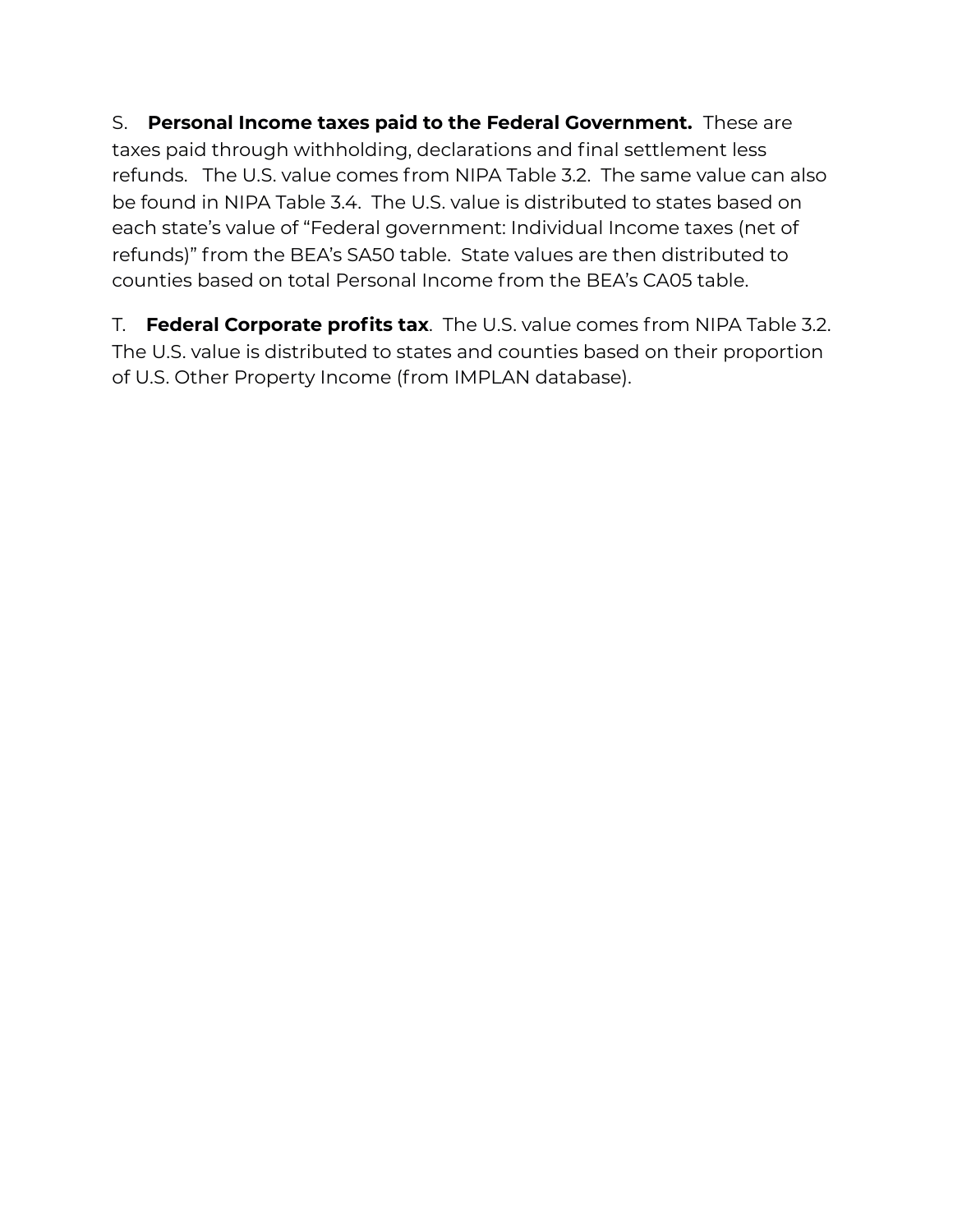S. **Personal Income taxes paid to the Federal Government.** These are taxes paid through withholding, declarations and final settlement less refunds. The U.S. value comes from NIPA Table 3.2. The same value can also be found in NIPA Table 3.4. The U.S. value is distributed to states based on each state's value of "Federal government: Individual Income taxes (net of refunds)" from the BEA's SA50 table. State values are then distributed to counties based on total Personal Income from the BEA's CA05 table.

T. **Federal Corporate profits tax**. The U.S. value comes from NIPA Table 3.2. The U.S. value is distributed to states and counties based on their proportion of U.S. Other Property Income (from IMPLAN database).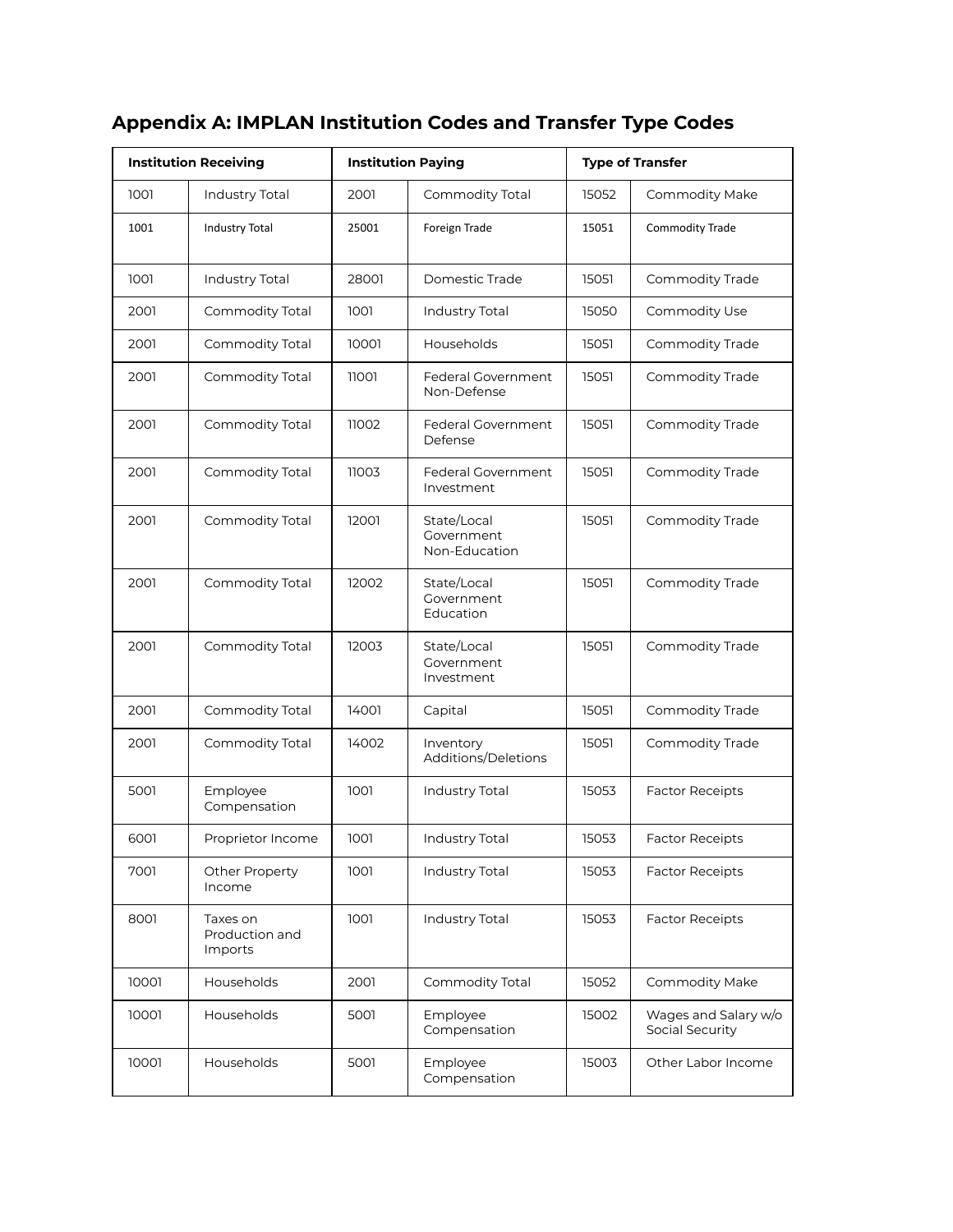## Appendix A: IMPLAN Institution Codes and Transfer Type Codes

| Institution Receiving | | Institution Paying | | Type of Transfer | |
|---|---|---|---|---|---|
| 1001 | Industry Total | 2001 | Commodity Total | 15052 | Commodity Make |
| 1001 | Industry Total | 25001 | Foreign Trade | 15051 | Commodity Trade |
| 1001 | Industry Total | 28001 | Domestic Trade | 15051 | Commodity Trade |
| 2001 | Commodity Total | 1001 | Industry Total | 15050 | Commodity Use |
| 2001 | Commodity Total | 10001 | Households | 15051 | Commodity Trade |
| 2001 | Commodity Total | 11001 | Federal Government Non-Defense | 15051 | Commodity Trade |
| 2001 | Commodity Total | 11002 | Federal Government Defense | 15051 | Commodity Trade |
| 2001 | Commodity Total | 11003 | Federal Government Investment | 15051 | Commodity Trade |
| 2001 | Commodity Total | 12001 | State/Local Government Non-Education | 15051 | Commodity Trade |
| 2001 | Commodity Total | 12002 | State/Local Government Education | 15051 | Commodity Trade |
| 2001 | Commodity Total | 12003 | State/Local Government Investment | 15051 | Commodity Trade |
| 2001 | Commodity Total | 14001 | Capital | 15051 | Commodity Trade |
| 2001 | Commodity Total | 14002 | Inventory Additions/Deletions | 15051 | Commodity Trade |
| 5001 | Employee Compensation | 1001 | Industry Total | 15053 | Factor Receipts |
| 6001 | Proprietor Income | 1001 | Industry Total | 15053 | Factor Receipts |
| 7001 | Other Property Income | 1001 | Industry Total | 15053 | Factor Receipts |
| 8001 | Taxes on Production and Imports | 1001 | Industry Total | 15053 | Factor Receipts |
| 10001 | Households | 2001 | Commodity Total | 15052 | Commodity Make |
| 10001 | Households | 5001 | Employee Compensation | 15002 | Wages and Salary w/o Social Security |
| 10001 | Households | 5001 | Employee Compensation | 15003 | Other Labor Income |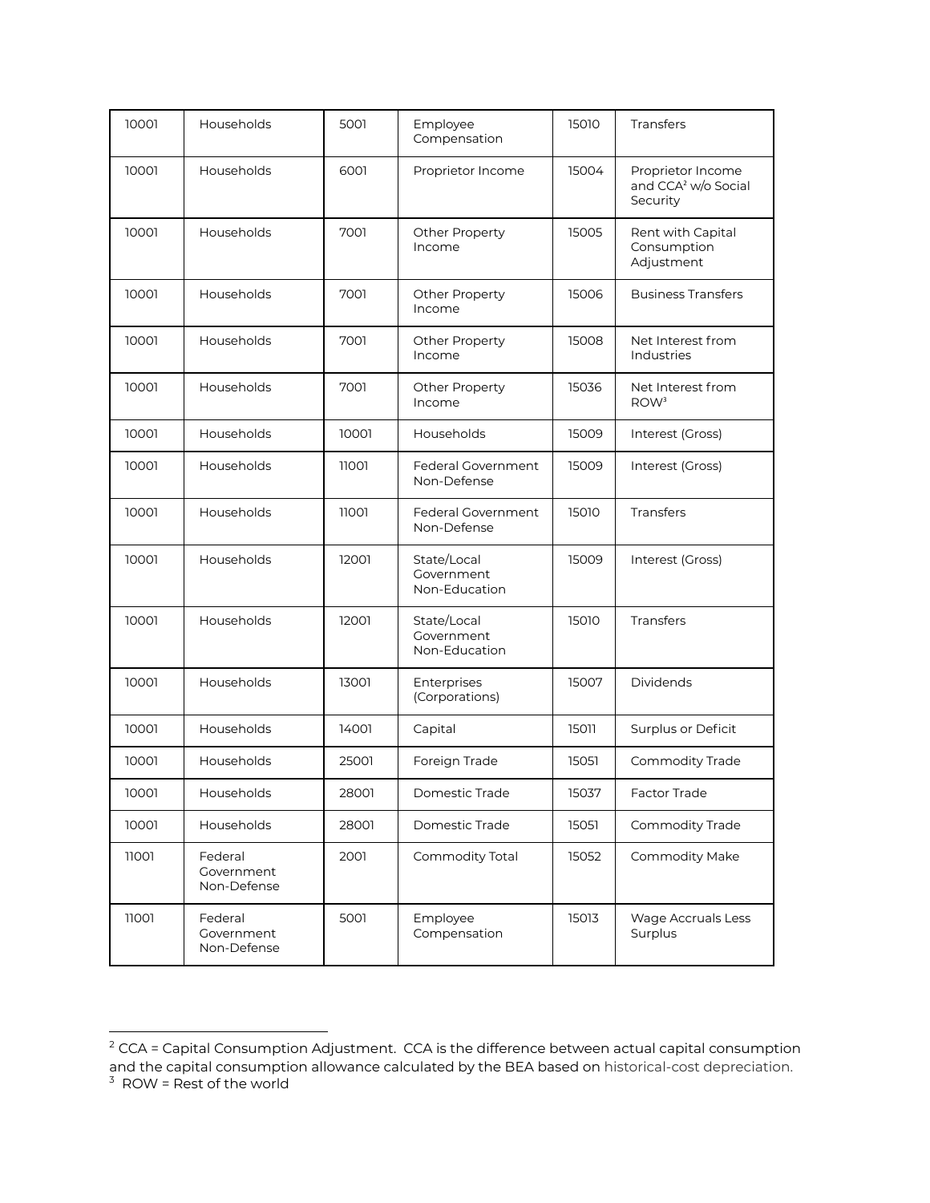| 10001 | Households | 5001 | Employee Compensation | 15010 | Transfers |
|---|---|---|---|---|---|
| 10001 | Households | 6001 | Proprietor Income | 15004 | Proprietor Income and CCA[2] w/o Social Security |
| 10001 | Households | 7001 | Other Property Income | 15005 | Rent with Capital Consumption Adjustment |
| 10001 | Households | 7001 | Other Property Income | 15006 | Business Transfers |
| 10001 | Households | 7001 | Other Property Income | 15008 | Net Interest from Industries |
| 10001 | Households | 7001 | Other Property Income | 15036 | Net Interest from ROW[3] |
| 10001 | Households | 10001 | Households | 15009 | Interest (Gross) |
| 10001 | Households | 11001 | Federal Government Non-Defense | 15009 | Interest (Gross) |
| 10001 | Households | 11001 | Federal Government Non-Defense | 15010 | Transfers |
| 10001 | Households | 12001 | State/Local Government Non-Education | 15009 | Interest (Gross) |
| 10001 | Households | 12001 | State/Local Government Non-Education | 15010 | Transfers |
| 10001 | Households | 13001 | Enterprises (Corporations) | 15007 | Dividends |
| 10001 | Households | 14001 | Capital | 15011 | Surplus or Deficit |
| 10001 | Households | 25001 | Foreign Trade | 15051 | Commodity Trade |
| 10001 | Households | 28001 | Domestic Trade | 15037 | Factor Trade |
| 10001 | Households | 28001 | Domestic Trade | 15051 | Commodity Trade |
| 11001 | Federal Government Non-Defense | 2001 | Commodity Total | 15052 | Commodity Make |
| 11001 | Federal Government Non-Defense | 5001 | Employee Compensation | 15013 | Wage Accruals Less Surplus |

[2] CCA = Capital Consumption Adjustment. CCA is the difference between actual capital consumption and the capital consumption allowance calculated by the BEA based on historical-cost depreciation.

[3] ROW = Rest of the world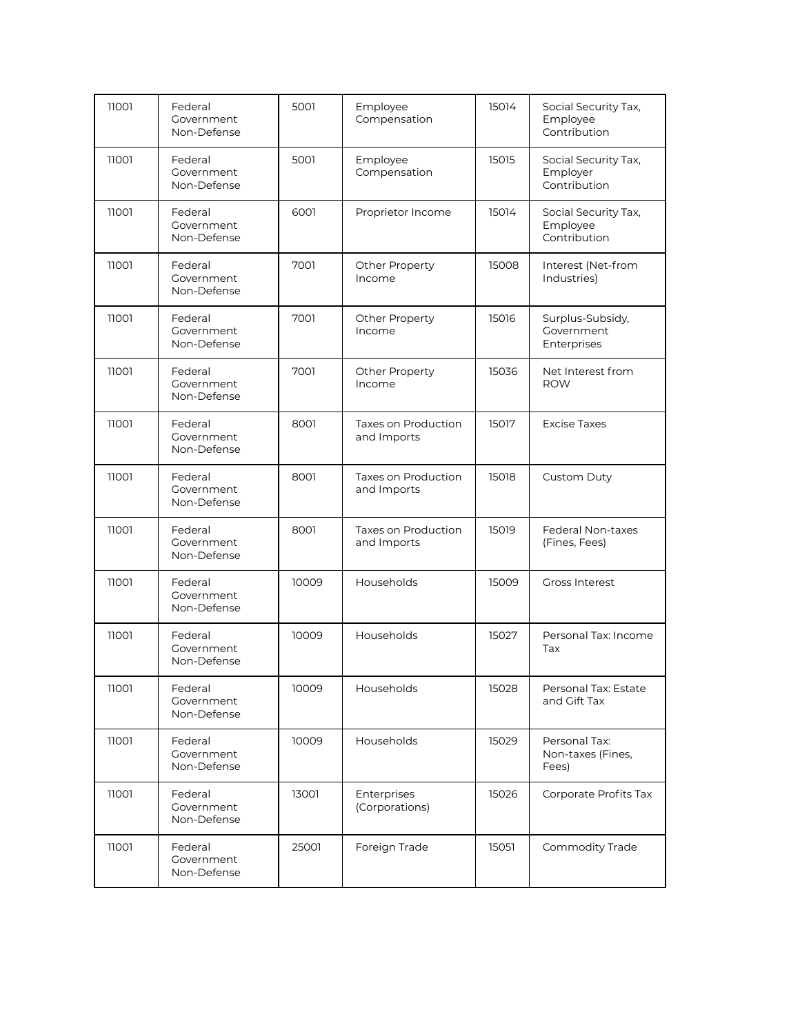| 11001 | Federal Government Non-Defense | 5001 | Employee Compensation | 15014 | Social Security Tax, Employee Contribution |
|---|---|---|---|---|---|
| 11001 | Federal Government Non-Defense | 5001 | Employee Compensation | 15015 | Social Security Tax, Employer Contribution |
| 11001 | Federal Government Non-Defense | 6001 | Proprietor Income | 15014 | Social Security Tax, Employee Contribution |
| 11001 | Federal Government Non-Defense | 7001 | Other Property Income | 15008 | Interest (Net-from Industries) |
| 11001 | Federal Government Non-Defense | 7001 | Other Property Income | 15016 | Surplus-Subsidy, Government Enterprises |
| 11001 | Federal Government Non-Defense | 7001 | Other Property Income | 15036 | Net Interest from ROW |
| 11001 | Federal Government Non-Defense | 8001 | Taxes on Production and Imports | 15017 | Excise Taxes |
| 11001 | Federal Government Non-Defense | 8001 | Taxes on Production and Imports | 15018 | Custom Duty |
| 11001 | Federal Government Non-Defense | 8001 | Taxes on Production and Imports | 15019 | Federal Non-taxes (Fines, Fees) |
| 11001 | Federal Government Non-Defense | 10009 | Households | 15009 | Gross Interest |
| 11001 | Federal Government Non-Defense | 10009 | Households | 15027 | Personal Tax: Income Tax |
| 11001 | Federal Government Non-Defense | 10009 | Households | 15028 | Personal Tax: Estate and Gift Tax |
| 11001 | Federal Government Non-Defense | 10009 | Households | 15029 | Personal Tax: Non-taxes (Fines, Fees) |
| 11001 | Federal Government Non-Defense | 13001 | Enterprises (Corporations) | 15026 | Corporate Profits Tax |
| 11001 | Federal Government Non-Defense | 25001 | Foreign Trade | 15051 | Commodity Trade |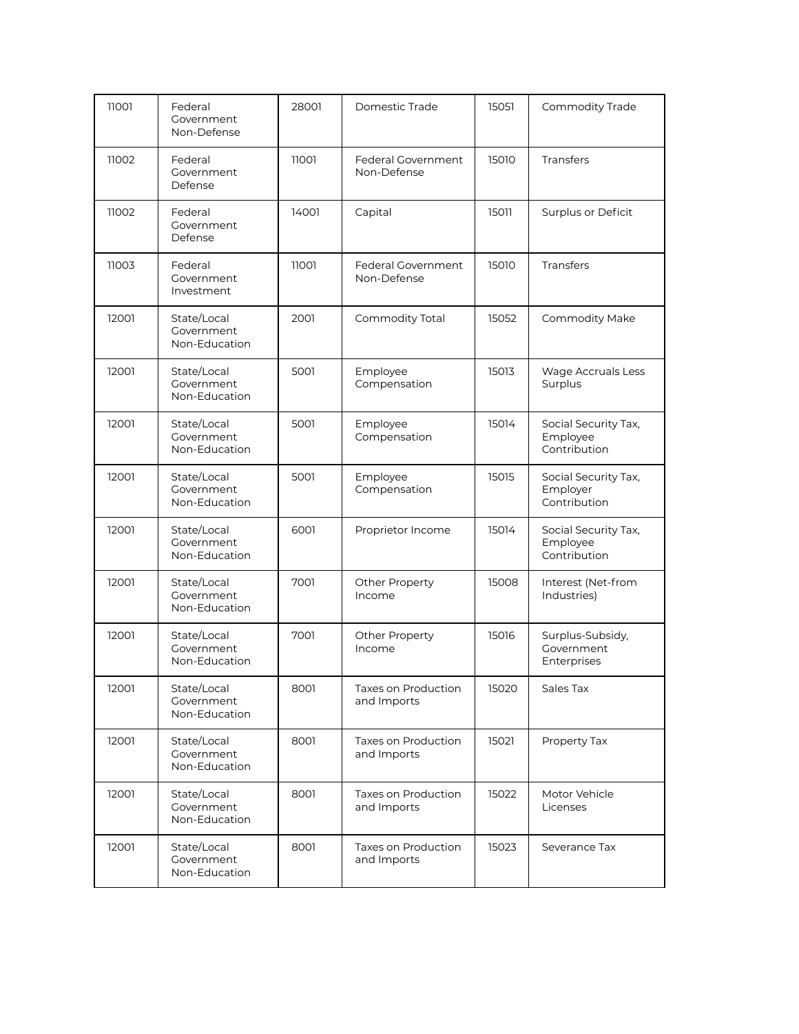| 11001 | Federal Government Non-Defense | 28001 | Domestic Trade | 15051 | Commodity Trade |
|---|---|---|---|---|---|
| 11002 | Federal Government Defense | 11001 | Federal Government Non-Defense | 15010 | Transfers |
| 11002 | Federal Government Defense | 14001 | Capital | 15011 | Surplus or Deficit |
| 11003 | Federal Government Investment | 11001 | Federal Government Non-Defense | 15010 | Transfers |
| 12001 | State/Local Government Non-Education | 2001 | Commodity Total | 15052 | Commodity Make |
| 12001 | State/Local Government Non-Education | 5001 | Employee Compensation | 15013 | Wage Accruals Less Surplus |
| 12001 | State/Local Government Non-Education | 5001 | Employee Compensation | 15014 | Social Security Tax, Employee Contribution |
| 12001 | State/Local Government Non-Education | 5001 | Employee Compensation | 15015 | Social Security Tax, Employer Contribution |
| 12001 | State/Local Government Non-Education | 6001 | Proprietor Income | 15014 | Social Security Tax, Employee Contribution |
| 12001 | State/Local Government Non-Education | 7001 | Other Property Income | 15008 | Interest (Net-from Industries) |
| 12001 | State/Local Government Non-Education | 7001 | Other Property Income | 15016 | Surplus-Subsidy, Government Enterprises |
| 12001 | State/Local Government Non-Education | 8001 | Taxes on Production and Imports | 15020 | Sales Tax |
| 12001 | State/Local Government Non-Education | 8001 | Taxes on Production and Imports | 15021 | Property Tax |
| 12001 | State/Local Government Non-Education | 8001 | Taxes on Production and Imports | 15022 | Motor Vehicle Licenses |
| 12001 | State/Local Government Non-Education | 8001 | Taxes on Production and Imports | 15023 | Severance Tax |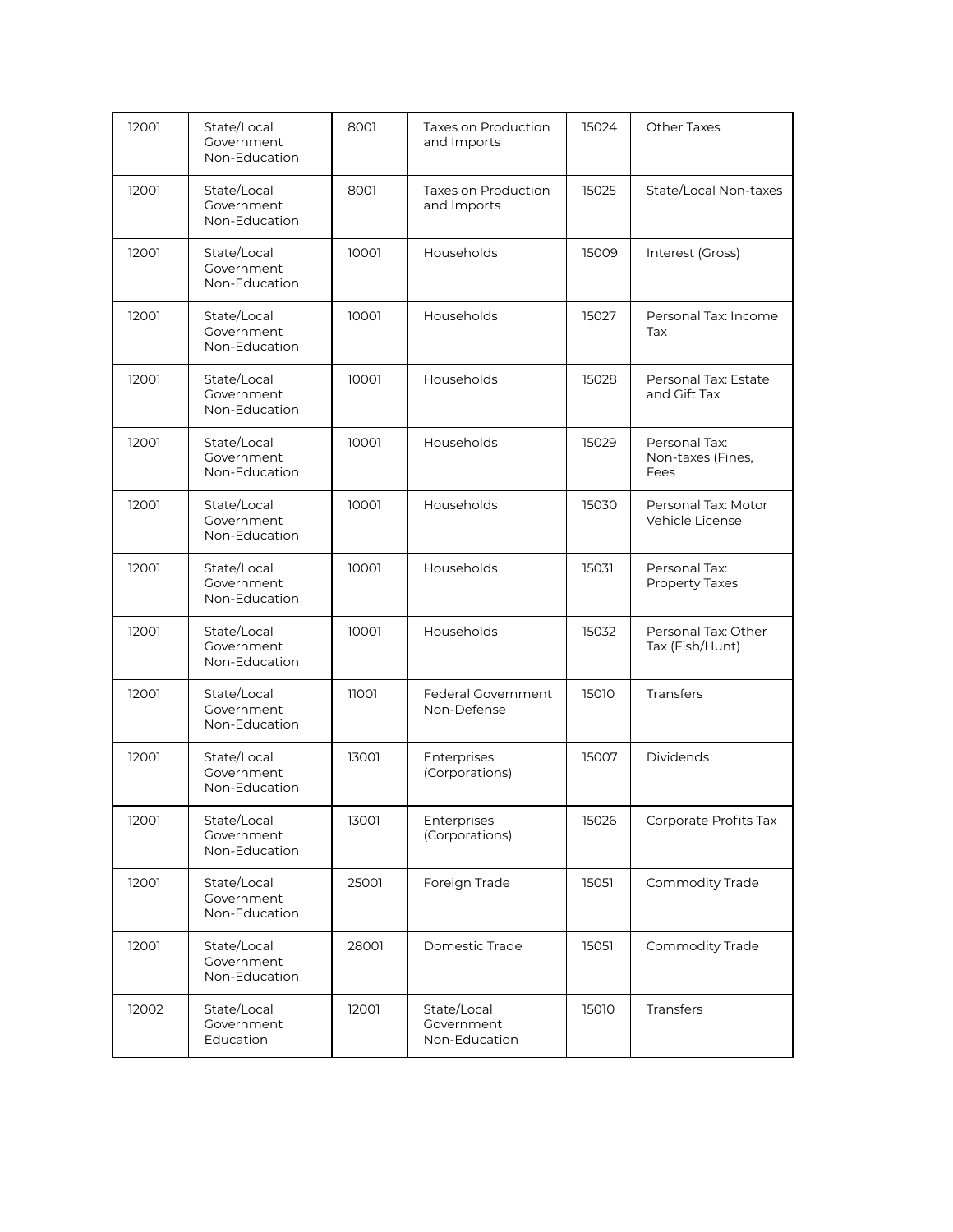| 12001 | State/Local Government Non-Education | 8001 | Taxes on Production and Imports | 15024 | Other Taxes |
|---|---|---|---|---|---|
| 12001 | State/Local Government Non-Education | 8001 | Taxes on Production and Imports | 15025 | State/Local Non-taxes |
| 12001 | State/Local Government Non-Education | 10001 | Households | 15009 | Interest (Gross) |
| 12001 | State/Local Government Non-Education | 10001 | Households | 15027 | Personal Tax: Income Tax |
| 12001 | State/Local Government Non-Education | 10001 | Households | 15028 | Personal Tax: Estate and Gift Tax |
| 12001 | State/Local Government Non-Education | 10001 | Households | 15029 | Personal Tax: Non-taxes (Fines, Fees |
| 12001 | State/Local Government Non-Education | 10001 | Households | 15030 | Personal Tax: Motor Vehicle License |
| 12001 | State/Local Government Non-Education | 10001 | Households | 15031 | Personal Tax: Property Taxes |
| 12001 | State/Local Government Non-Education | 10001 | Households | 15032 | Personal Tax: Other Tax (Fish/Hunt) |
| 12001 | State/Local Government Non-Education | 11001 | Federal Government Non-Defense | 15010 | Transfers |
| 12001 | State/Local Government Non-Education | 13001 | Enterprises (Corporations) | 15007 | Dividends |
| 12001 | State/Local Government Non-Education | 13001 | Enterprises (Corporations) | 15026 | Corporate Profits Tax |
| 12001 | State/Local Government Non-Education | 25001 | Foreign Trade | 15051 | Commodity Trade |
| 12001 | State/Local Government Non-Education | 28001 | Domestic Trade | 15051 | Commodity Trade |
| 12002 | State/Local Government Education | 12001 | State/Local Government Non-Education | 15010 | Transfers |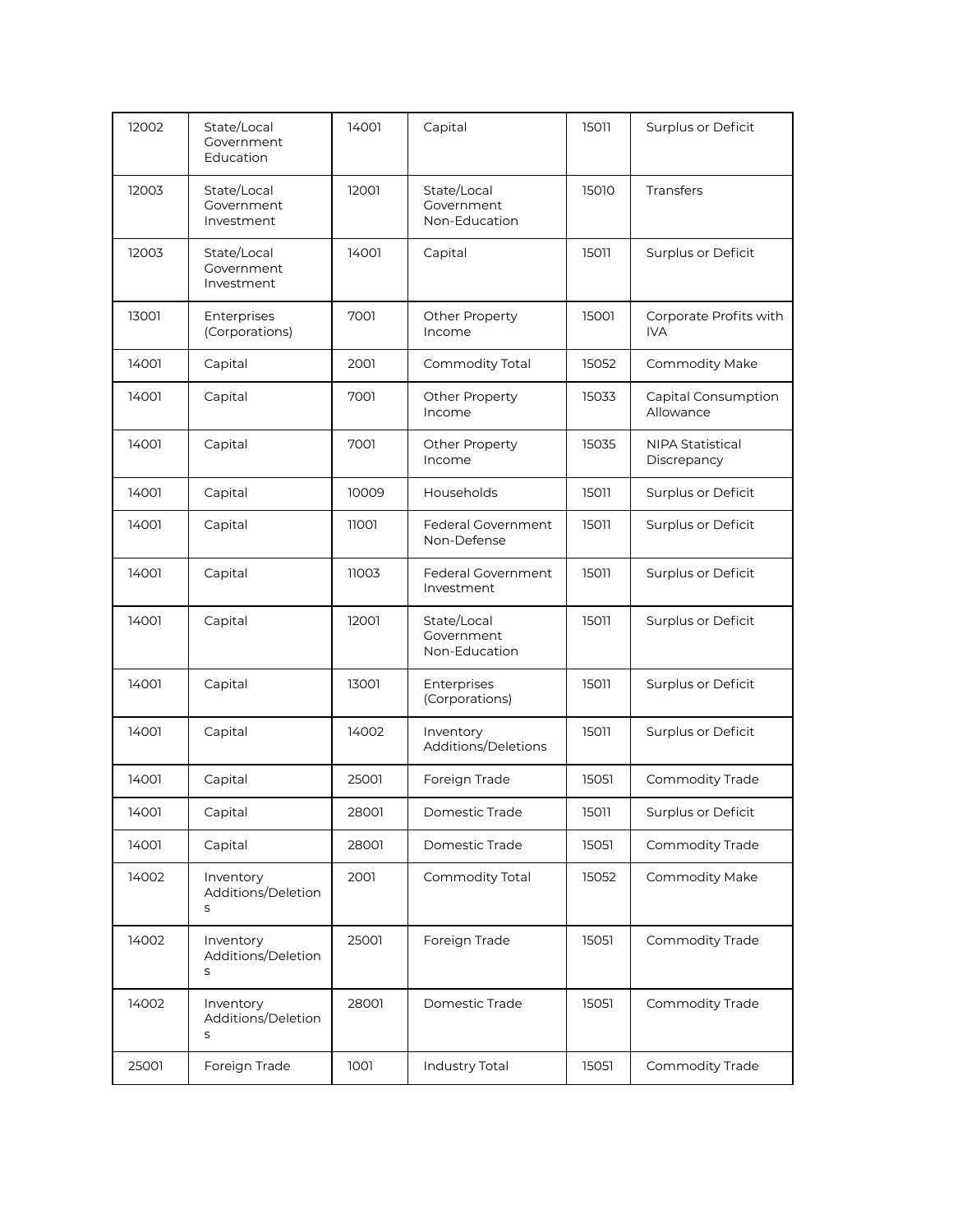| 12002 | State/Local Government Education | 14001 | Capital | 15011 | Surplus or Deficit |
|---|---|---|---|---|---|
| 12003 | State/Local Government Investment | 12001 | State/Local Government Non-Education | 15010 | Transfers |
| 12003 | State/Local Government Investment | 14001 | Capital | 15011 | Surplus or Deficit |
| 13001 | Enterprises (Corporations) | 7001 | Other Property Income | 15001 | Corporate Profits with IVA |
| 14001 | Capital | 2001 | Commodity Total | 15052 | Commodity Make |
| 14001 | Capital | 7001 | Other Property Income | 15033 | Capital Consumption Allowance |
| 14001 | Capital | 7001 | Other Property Income | 15035 | NIPA Statistical Discrepancy |
| 14001 | Capital | 10009 | Households | 15011 | Surplus or Deficit |
| 14001 | Capital | 11001 | Federal Government Non-Defense | 15011 | Surplus or Deficit |
| 14001 | Capital | 11003 | Federal Government Investment | 15011 | Surplus or Deficit |
| 14001 | Capital | 12001 | State/Local Government Non-Education | 15011 | Surplus or Deficit |
| 14001 | Capital | 13001 | Enterprises (Corporations) | 15011 | Surplus or Deficit |
| 14001 | Capital | 14002 | Inventory Additions/Deletions | 15011 | Surplus or Deficit |
| 14001 | Capital | 25001 | Foreign Trade | 15051 | Commodity Trade |
| 14001 | Capital | 28001 | Domestic Trade | 15011 | Surplus or Deficit |
| 14001 | Capital | 28001 | Domestic Trade | 15051 | Commodity Trade |
| 14002 | Inventory Additions/Deletions | 2001 | Commodity Total | 15052 | Commodity Make |
| 14002 | Inventory Additions/Deletions | 25001 | Foreign Trade | 15051 | Commodity Trade |
| 14002 | Inventory Additions/Deletions | 28001 | Domestic Trade | 15051 | Commodity Trade |
| 25001 | Foreign Trade | 1001 | Industry Total | 15051 | Commodity Trade |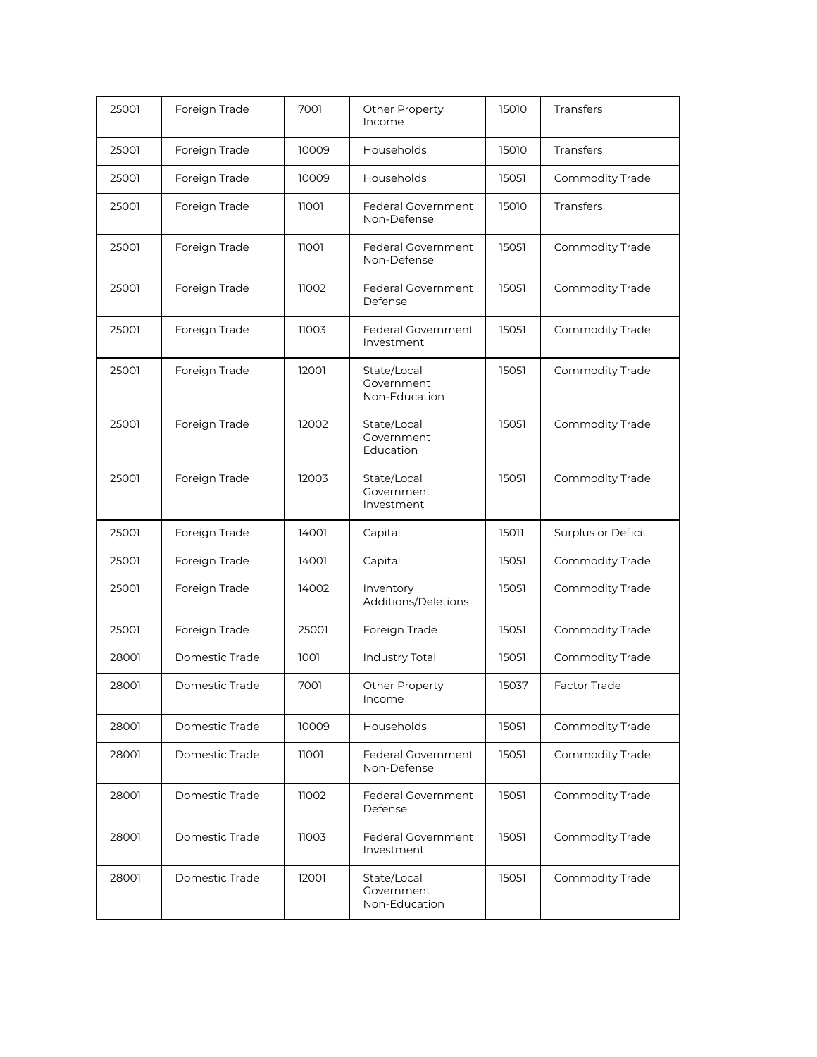| 25001 | Foreign Trade | 7001 | Other Property Income | 15010 | Transfers |
|---|---|---|---|---|---|
| 25001 | Foreign Trade | 10009 | Households | 15010 | Transfers |
| 25001 | Foreign Trade | 10009 | Households | 15051 | Commodity Trade |
| 25001 | Foreign Trade | 11001 | Federal Government Non-Defense | 15010 | Transfers |
| 25001 | Foreign Trade | 11001 | Federal Government Non-Defense | 15051 | Commodity Trade |
| 25001 | Foreign Trade | 11002 | Federal Government Defense | 15051 | Commodity Trade |
| 25001 | Foreign Trade | 11003 | Federal Government Investment | 15051 | Commodity Trade |
| 25001 | Foreign Trade | 12001 | State/Local Government Non-Education | 15051 | Commodity Trade |
| 25001 | Foreign Trade | 12002 | State/Local Government Education | 15051 | Commodity Trade |
| 25001 | Foreign Trade | 12003 | State/Local Government Investment | 15051 | Commodity Trade |
| 25001 | Foreign Trade | 14001 | Capital | 15011 | Surplus or Deficit |
| 25001 | Foreign Trade | 14001 | Capital | 15051 | Commodity Trade |
| 25001 | Foreign Trade | 14002 | Inventory Additions/Deletions | 15051 | Commodity Trade |
| 25001 | Foreign Trade | 25001 | Foreign Trade | 15051 | Commodity Trade |
| 28001 | Domestic Trade | 1001 | Industry Total | 15051 | Commodity Trade |
| 28001 | Domestic Trade | 7001 | Other Property Income | 15037 | Factor Trade |
| 28001 | Domestic Trade | 10009 | Households | 15051 | Commodity Trade |
| 28001 | Domestic Trade | 11001 | Federal Government Non-Defense | 15051 | Commodity Trade |
| 28001 | Domestic Trade | 11002 | Federal Government Defense | 15051 | Commodity Trade |
| 28001 | Domestic Trade | 11003 | Federal Government Investment | 15051 | Commodity Trade |
| 28001 | Domestic Trade | 12001 | State/Local Government Non-Education | 15051 | Commodity Trade |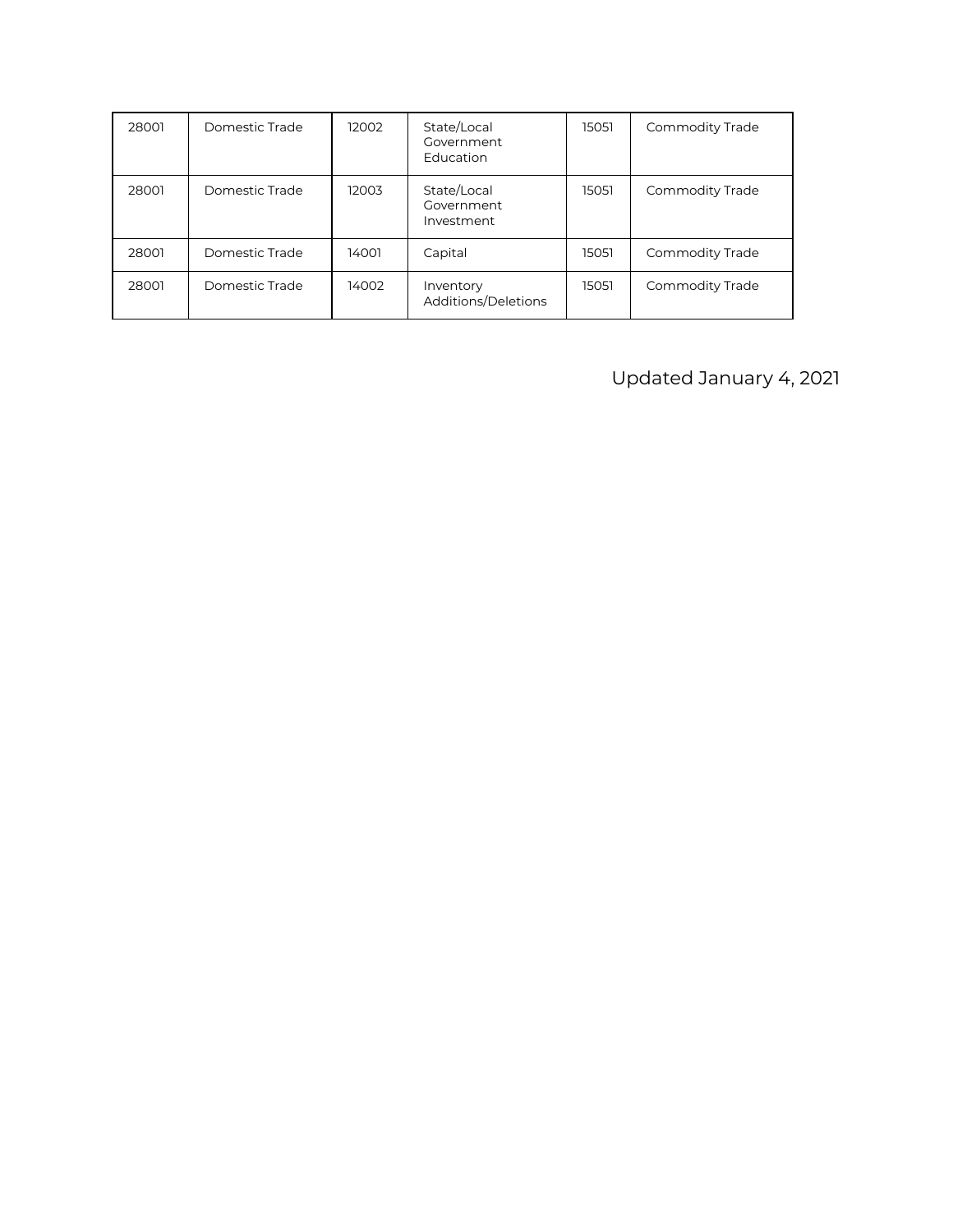| | | | | | |
|---|---|---|---|---|---|
| 28001 | Domestic Trade | 12002 | State/Local Government Education | 15051 | Commodity Trade |
| 28001 | Domestic Trade | 12003 | State/Local Government Investment | 15051 | Commodity Trade |
| 28001 | Domestic Trade | 14001 | Capital | 15051 | Commodity Trade |
| 28001 | Domestic Trade | 14002 | Inventory Additions/Deletions | 15051 | Commodity Trade |

Updated January 4, 2021